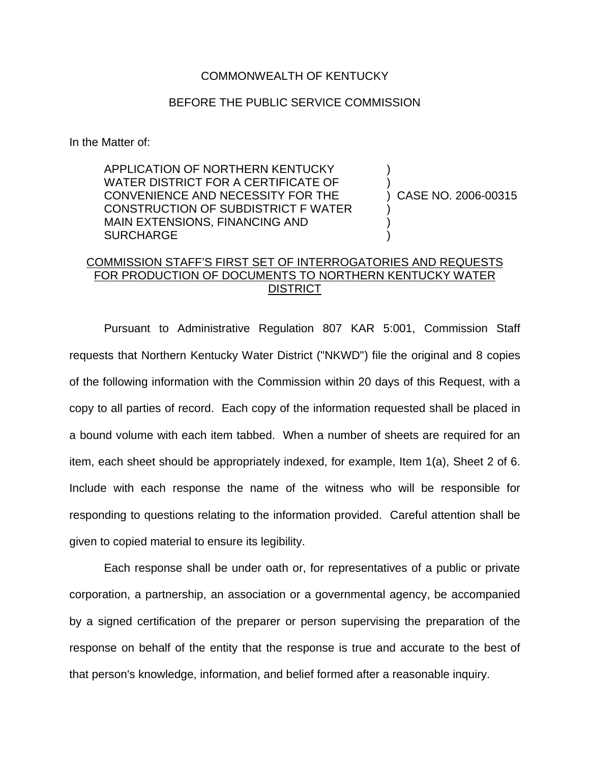COMMONWEALTH OF KENTUCKY

BEFORE THE PUBLIC SERVICE COMMISSION

In the Matter of:

APPLICATION OF NORTHERN KENTUCKY WATER DISTRICT FOR A CERTIFICATE OF CONVENIENCE AND NECESSITY FOR THE CONSTRUCTION OF SUBDISTRICT F WATER MAIN EXTENSIONS, FINANCING AND SURCHARGE ) CASE NO. 2006-00315

COMMISSION STAFF'S FIRST SET OF INTERROGATORIES AND REQUESTS FOR PRODUCTION OF DOCUMENTS TO NORTHERN KENTUCKY WATER DISTRICT

Pursuant to Administrative Regulation 807 KAR 5:001, Commission Staff requests that Northern Kentucky Water District ("NKWD") file the original and 8 copies of the following information with the Commission within 20 days of this Request, with a copy to all parties of record. Each copy of the information requested shall be placed in a bound volume with each item tabbed. When a number of sheets are required for an item, each sheet should be appropriately indexed, for example, Item 1(a), Sheet 2 of 6. Include with each response the name of the witness who will be responsible for responding to questions relating to the information provided. Careful attention shall be given to copied material to ensure its legibility.

Each response shall be under oath or, for representatives of a public or private corporation, a partnership, an association or a governmental agency, be accompanied by a signed certification of the preparer or person supervising the preparation of the response on behalf of the entity that the response is true and accurate to the best of that person's knowledge, information, and belief formed after a reasonable inquiry.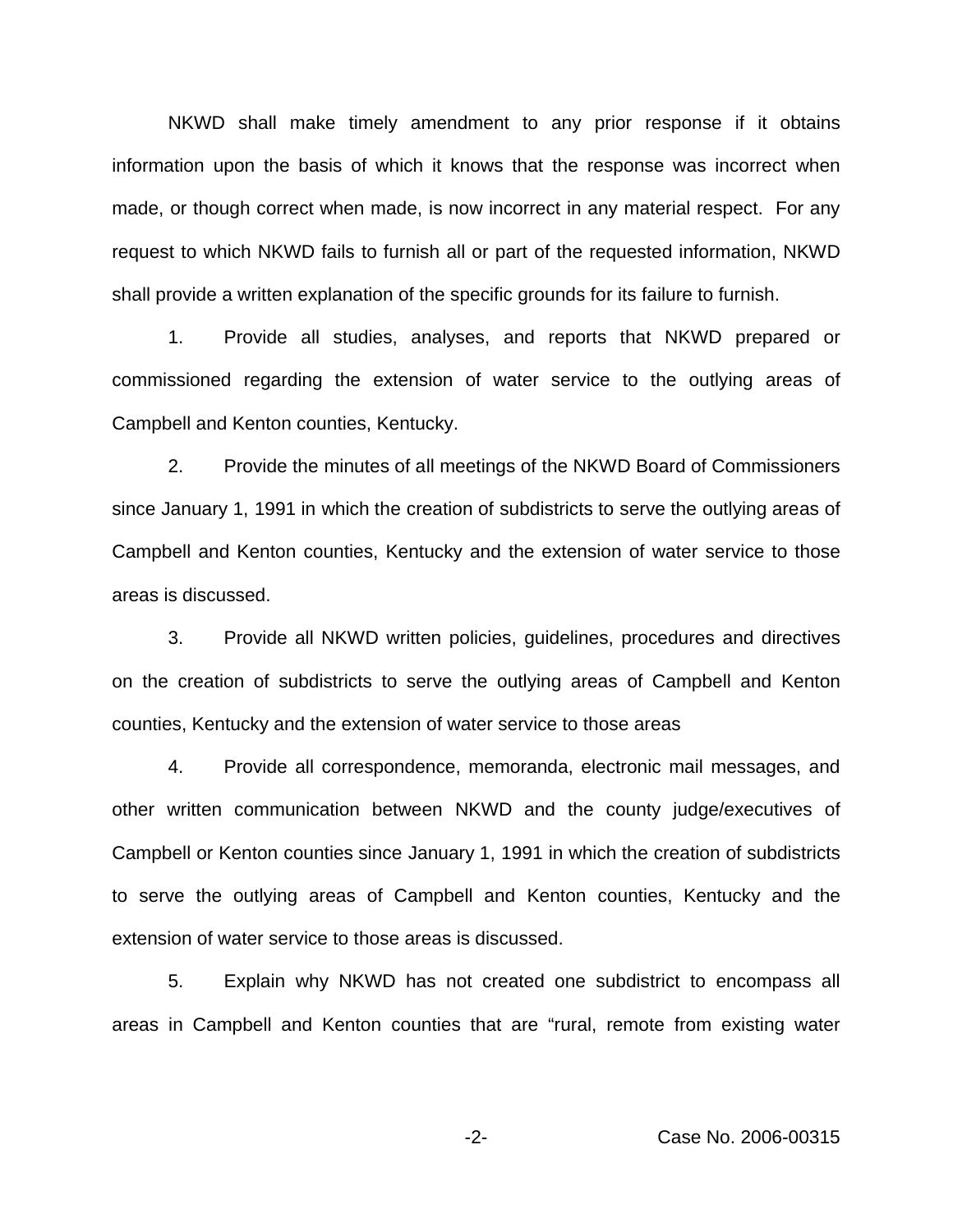NKWD shall make timely amendment to any prior response if it obtains information upon the basis of which it knows that the response was incorrect when made, or though correct when made, is now incorrect in any material respect. For any request to which NKWD fails to furnish all or part of the requested information, NKWD shall provide a written explanation of the specific grounds for its failure to furnish.

1. Provide all studies, analyses, and reports that NKWD prepared or commissioned regarding the extension of water service to the outlying areas of Campbell and Kenton counties, Kentucky.

2. Provide the minutes of all meetings of the NKWD Board of Commissioners since January 1, 1991 in which the creation of subdistricts to serve the outlying areas of Campbell and Kenton counties, Kentucky and the extension of water service to those areas is discussed.

3. Provide all NKWD written policies, guidelines, procedures and directives on the creation of subdistricts to serve the outlying areas of Campbell and Kenton counties, Kentucky and the extension of water service to those areas

4. Provide all correspondence, memoranda, electronic mail messages, and other written communication between NKWD and the county judge/executives of Campbell or Kenton counties since January 1, 1991 in which the creation of subdistricts to serve the outlying areas of Campbell and Kenton counties, Kentucky and the extension of water service to those areas is discussed.

5. Explain why NKWD has not created one subdistrict to encompass all areas in Campbell and Kenton counties that are "rural, remote from existing water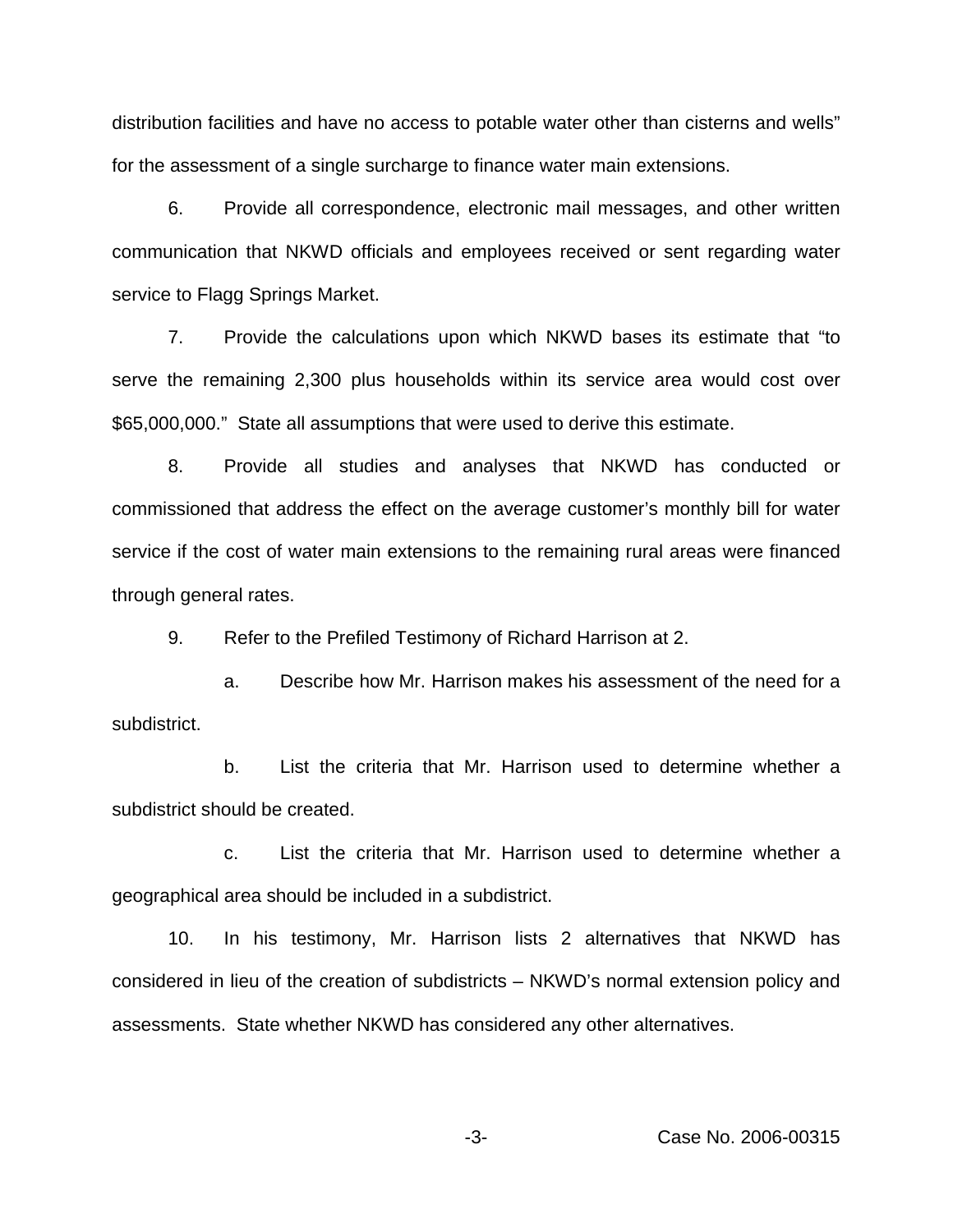distribution facilities and have no access to potable water other than cisterns and wells" for the assessment of a single surcharge to finance water main extensions.

6. Provide all correspondence, electronic mail messages, and other written communication that NKWD officials and employees received or sent regarding water service to Flagg Springs Market.

7. Provide the calculations upon which NKWD bases its estimate that "to serve the remaining 2,300 plus households within its service area would cost over $65,000,000." State all assumptions that were used to derive this estimate.

8. Provide all studies and analyses that NKWD has conducted or commissioned that address the effect on the average customer's monthly bill for water service if the cost of water main extensions to the remaining rural areas were financed through general rates.

9. Refer to the Prefiled Testimony of Richard Harrison at 2.

   a. Describe how Mr. Harrison makes his assessment of the need for a subdistrict.

   b. List the criteria that Mr. Harrison used to determine whether a subdistrict should be created.

   c. List the criteria that Mr. Harrison used to determine whether a geographical area should be included in a subdistrict.

10. In his testimony, Mr. Harrison lists 2 alternatives that NKWD has considered in lieu of the creation of subdistricts – NKWD's normal extension policy and assessments. State whether NKWD has considered any other alternatives.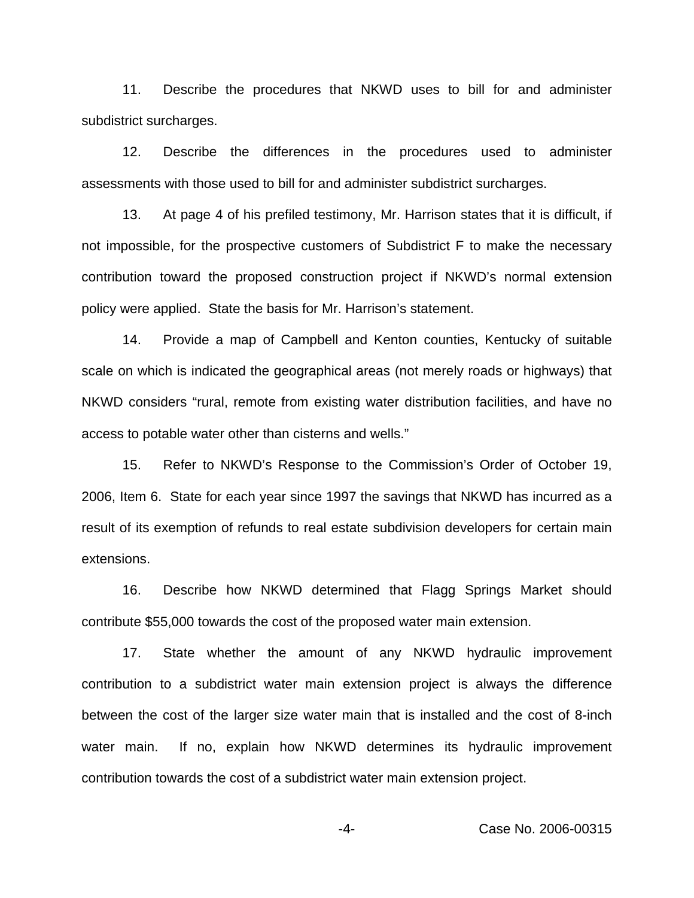11. Describe the procedures that NKWD uses to bill for and administer subdistrict surcharges.

12. Describe the differences in the procedures used to administer assessments with those used to bill for and administer subdistrict surcharges.

13. At page 4 of his prefiled testimony, Mr. Harrison states that it is difficult, if not impossible, for the prospective customers of Subdistrict F to make the necessary contribution toward the proposed construction project if NKWD's normal extension policy were applied. State the basis for Mr. Harrison's statement.

14. Provide a map of Campbell and Kenton counties, Kentucky of suitable scale on which is indicated the geographical areas (not merely roads or highways) that NKWD considers "rural, remote from existing water distribution facilities, and have no access to potable water other than cisterns and wells."

15. Refer to NKWD's Response to the Commission's Order of October 19, 2006, Item 6. State for each year since 1997 the savings that NKWD has incurred as a result of its exemption of refunds to real estate subdivision developers for certain main extensions.

16. Describe how NKWD determined that Flagg Springs Market should contribute $55,000 towards the cost of the proposed water main extension.

17. State whether the amount of any NKWD hydraulic improvement contribution to a subdistrict water main extension project is always the difference between the cost of the larger size water main that is installed and the cost of 8-inch water main. If no, explain how NKWD determines its hydraulic improvement contribution towards the cost of a subdistrict water main extension project.

Case No. 2006-00315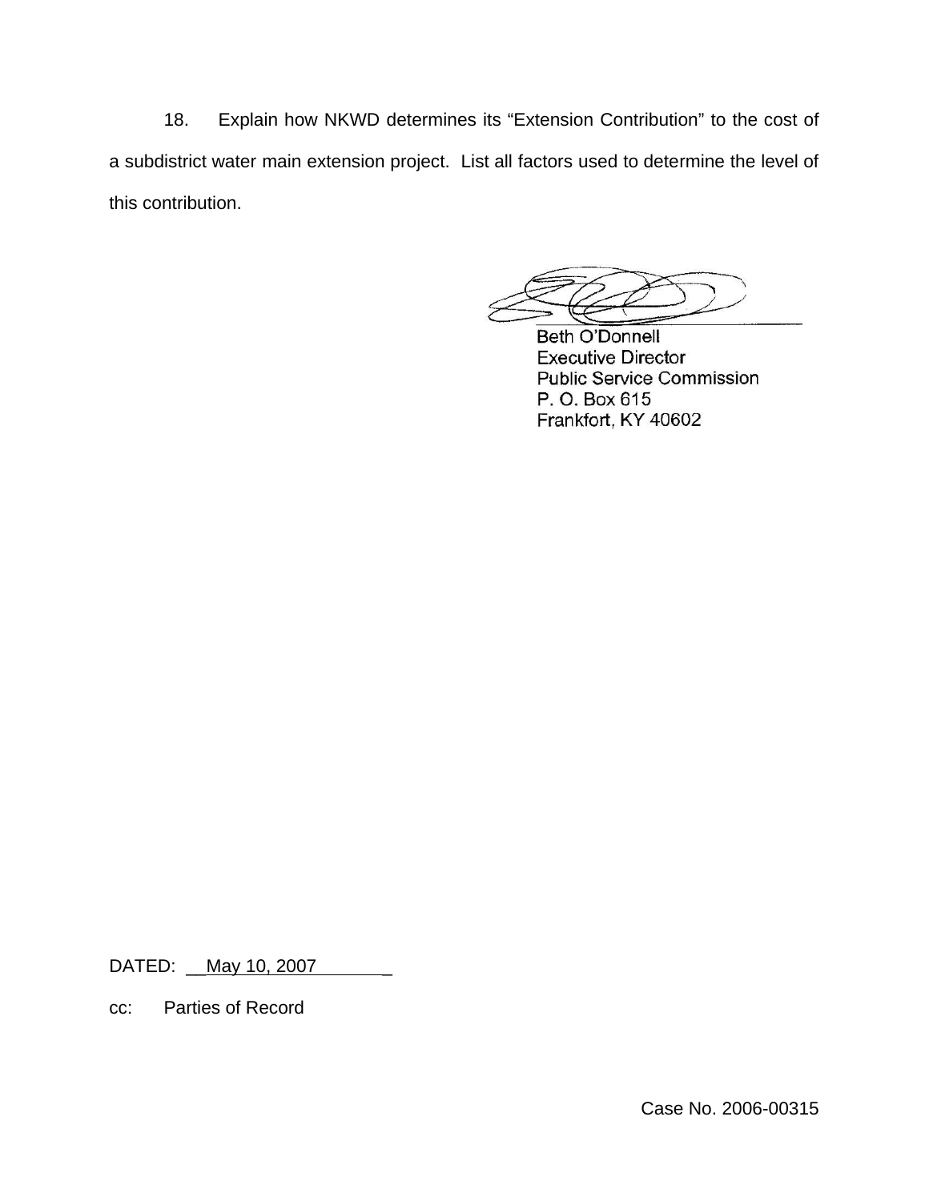18. Explain how NKWD determines its "Extension Contribution" to the cost of a subdistrict water main extension project. List all factors used to determine the level of this contribution.

Beth O'Donnell
Executive Director
Public Service Commission
P. O. Box 615
Frankfort, KY 40602

DATED: May 10, 2007

cc: Parties of Record

Case No. 2006-00315